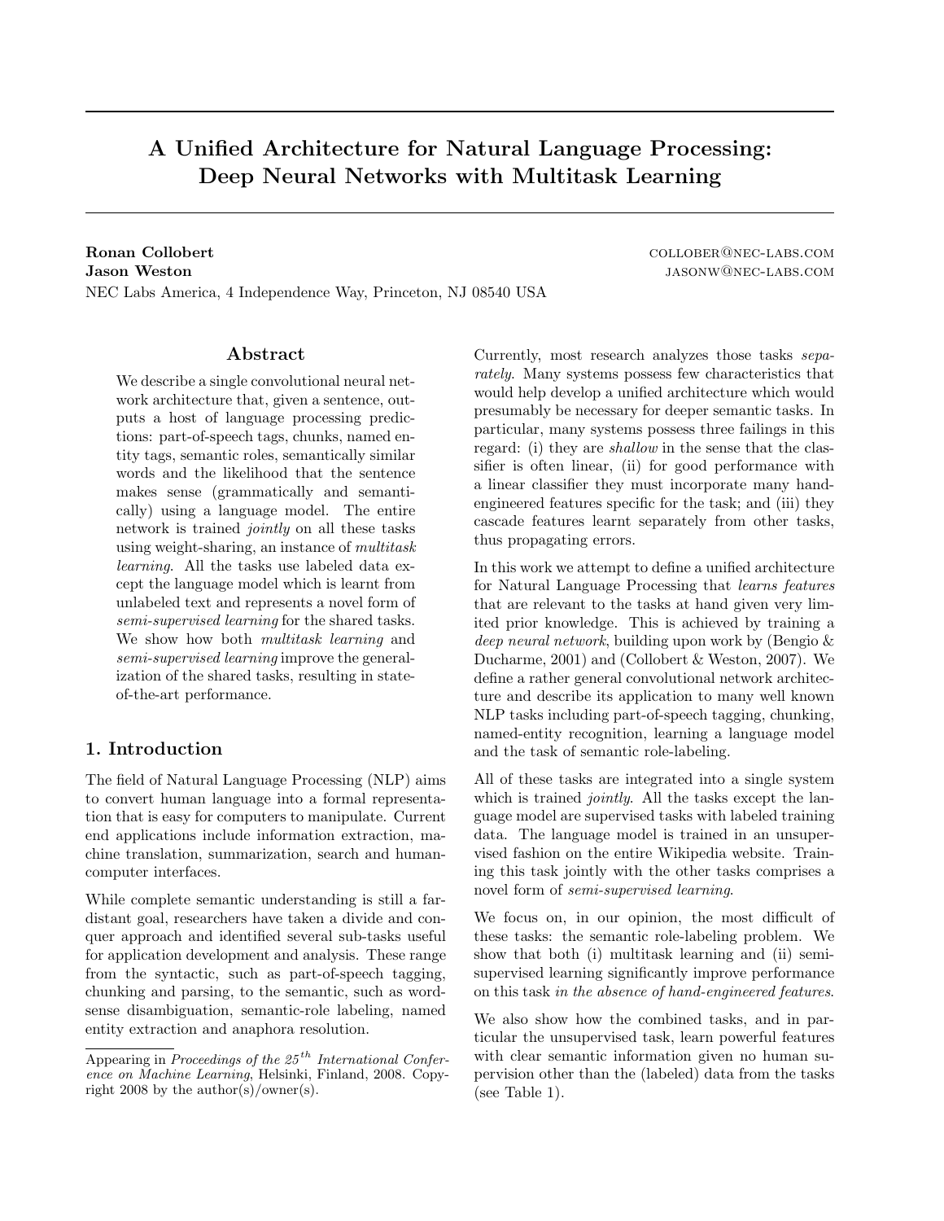# A Unified Architecture for Natural Language Processing: Deep Neural Networks with Multitask Learning

**Ronan Collobert** collober@nec-labs.com
**Jason Weston** jasonw@nec-labs.com
NEC Labs America, 4 Independence Way, Princeton, NJ 08540 USA

## Abstract

We describe a single convolutional neural network architecture that, given a sentence, outputs a host of language processing predictions: part-of-speech tags, chunks, named entity tags, semantic roles, semantically similar words and the likelihood that the sentence makes sense (grammatically and semantically) using a language model. The entire network is trained *jointly* on all these tasks using weight-sharing, an instance of *multitask learning*. All the tasks use labeled data except the language model which is learnt from unlabeled text and represents a novel form of *semi-supervised learning* for the shared tasks. We show how both *multitask learning* and *semi-supervised learning* improve the generalization of the shared tasks, resulting in state-of-the-art performance.

## 1. Introduction

The field of Natural Language Processing (NLP) aims to convert human language into a formal representation that is easy for computers to manipulate. Current end applications include information extraction, machine translation, summarization, search and human-computer interfaces.

While complete semantic understanding is still a far-distant goal, researchers have taken a divide and conquer approach and identified several sub-tasks useful for application development and analysis. These range from the syntactic, such as part-of-speech tagging, chunking and parsing, to the semantic, such as word-sense disambiguation, semantic-role labeling, named entity extraction and anaphora resolution.

Appearing in *Proceedings of the 25th International Conference on Machine Learning*, Helsinki, Finland, 2008. Copyright 2008 by the author(s)/owner(s).

Currently, most research analyzes those tasks *separately*. Many systems possess few characteristics that would help develop a unified architecture which would presumably be necessary for deeper semantic tasks. In particular, many systems possess three failings in this regard: (i) they are *shallow* in the sense that the classifier is often linear, (ii) for good performance with a linear classifier they must incorporate many hand-engineered features specific for the task; and (iii) they cascade features learnt separately from other tasks, thus propagating errors.

In this work we attempt to define a unified architecture for Natural Language Processing that *learns features* that are relevant to the tasks at hand given very limited prior knowledge. This is achieved by training a *deep neural network*, building upon work by (Bengio & Ducharme, 2001) and (Collobert & Weston, 2007). We define a rather general convolutional network architecture and describe its application to many well known NLP tasks including part-of-speech tagging, chunking, named-entity recognition, learning a language model and the task of semantic role-labeling.

All of these tasks are integrated into a single system which is trained *jointly*. All the tasks except the language model are supervised tasks with labeled training data. The language model is trained in an unsupervised fashion on the entire Wikipedia website. Training this task jointly with the other tasks comprises a novel form of *semi-supervised learning*.

We focus on, in our opinion, the most difficult of these tasks: the semantic role-labeling problem. We show that both (i) multitask learning and (ii) semi-supervised learning significantly improve performance on this task *in the absence of hand-engineered features*.

We also show how the combined tasks, and in particular the unsupervised task, learn powerful features with clear semantic information given no human supervision other than the (labeled) data from the tasks (see Table 1).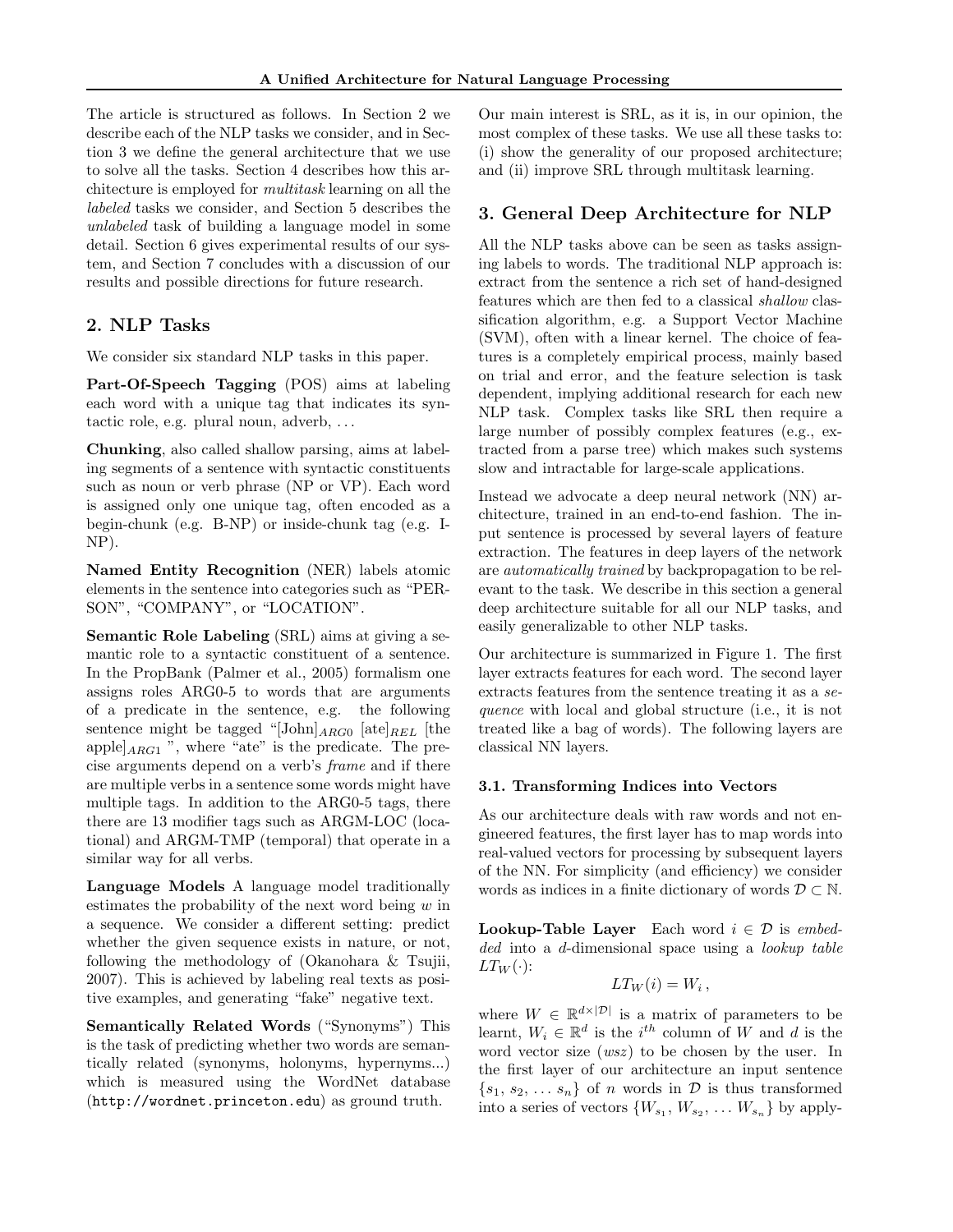The article is structured as follows. In Section 2 we describe each of the NLP tasks we consider, and in Section 3 we define the general architecture that we use to solve all the tasks. Section 4 describes how this architecture is employed for *multitask* learning on all the *labeled* tasks we consider, and Section 5 describes the *unlabeled* task of building a language model in some detail. Section 6 gives experimental results of our system, and Section 7 concludes with a discussion of our results and possible directions for future research.

## 2. NLP Tasks

We consider six standard NLP tasks in this paper.

**Part-Of-Speech Tagging** (POS) aims at labeling each word with a unique tag that indicates its syntactic role, e.g. plural noun, adverb, ...

**Chunking**, also called shallow parsing, aims at labeling segments of a sentence with syntactic constituents such as noun or verb phrase (NP or VP). Each word is assigned only one unique tag, often encoded as a begin-chunk (e.g. B-NP) or inside-chunk tag (e.g. I-NP).

**Named Entity Recognition** (NER) labels atomic elements in the sentence into categories such as "PERSON", "COMPANY", or "LOCATION".

**Semantic Role Labeling** (SRL) aims at giving a semantic role to a syntactic constituent of a sentence. In the PropBank (Palmer et al., 2005) formalism one assigns roles ARG0-5 to words that are arguments of a predicate in the sentence, e.g. the following sentence might be tagged "[John]$_{ARG0}$ [ate]$_{REL}$ [the apple]$_{ARG1}$ ", where "ate" is the predicate. The precise arguments depend on a verb's *frame* and if there are multiple verbs in a sentence some words might have multiple tags. In addition to the ARG0-5 tags, there there are 13 modifier tags such as ARGM-LOC (locational) and ARGM-TMP (temporal) that operate in a similar way for all verbs.

**Language Models** A language model traditionally estimates the probability of the next word being $w$ in a sequence. We consider a different setting: predict whether the given sequence exists in nature, or not, following the methodology of (Okanohara & Tsujii, 2007). This is achieved by labeling real texts as positive examples, and generating "fake" negative text.

**Semantically Related Words** ("Synonyms") This is the task of predicting whether two words are semantically related (synonyms, holonyms, hypernyms...) which is measured using the WordNet database (`http://wordnet.princeton.edu`) as ground truth.

Our main interest is SRL, as it is, in our opinion, the most complex of these tasks. We use all these tasks to: (i) show the generality of our proposed architecture; and (ii) improve SRL through multitask learning.

## 3. General Deep Architecture for NLP

All the NLP tasks above can be seen as tasks assigning labels to words. The traditional NLP approach is: extract from the sentence a rich set of hand-designed features which are then fed to a classical *shallow* classification algorithm, e.g. a Support Vector Machine (SVM), often with a linear kernel. The choice of features is a completely empirical process, mainly based on trial and error, and the feature selection is task dependent, implying additional research for each new NLP task. Complex tasks like SRL then require a large number of possibly complex features (e.g., extracted from a parse tree) which makes such systems slow and intractable for large-scale applications.

Instead we advocate a deep neural network (NN) architecture, trained in an end-to-end fashion. The input sentence is processed by several layers of feature extraction. The features in deep layers of the network are *automatically trained* by backpropagation to be relevant to the task. We describe in this section a general deep architecture suitable for all our NLP tasks, and easily generalizable to other NLP tasks.

Our architecture is summarized in Figure 1. The first layer extracts features for each word. The second layer extracts features from the sentence treating it as a *sequence* with local and global structure (i.e., it is not treated like a bag of words). The following layers are classical NN layers.

### 3.1. Transforming Indices into Vectors

As our architecture deals with raw words and not engineered features, the first layer has to map words into real-valued vectors for processing by subsequent layers of the NN. For simplicity (and efficiency) we consider words as indices in a finite dictionary of words $\mathcal{D} \subset \mathbb{N}$.

**Lookup-Table Layer** Each word $i \in \mathcal{D}$ is *embedded* into a $d$-dimensional space using a *lookup table* $LT_W(\cdot)$:

$$LT_W(i) = W_i \,,$$

where $W \in \mathbb{R}^{d \times |\mathcal{D}|}$ is a matrix of parameters to be learnt, $W_i \in \mathbb{R}^d$ is the $i^{th}$ column of $W$ and $d$ is the word vector size (*wsz*) to be chosen by the user. In the first layer of our architecture an input sentence $\{s_1, s_2, \ldots s_n\}$ of $n$ words in $\mathcal{D}$ is thus transformed into a series of vectors $\{W_{s_1}, W_{s_2}, \ldots W_{s_n}\}$ by apply-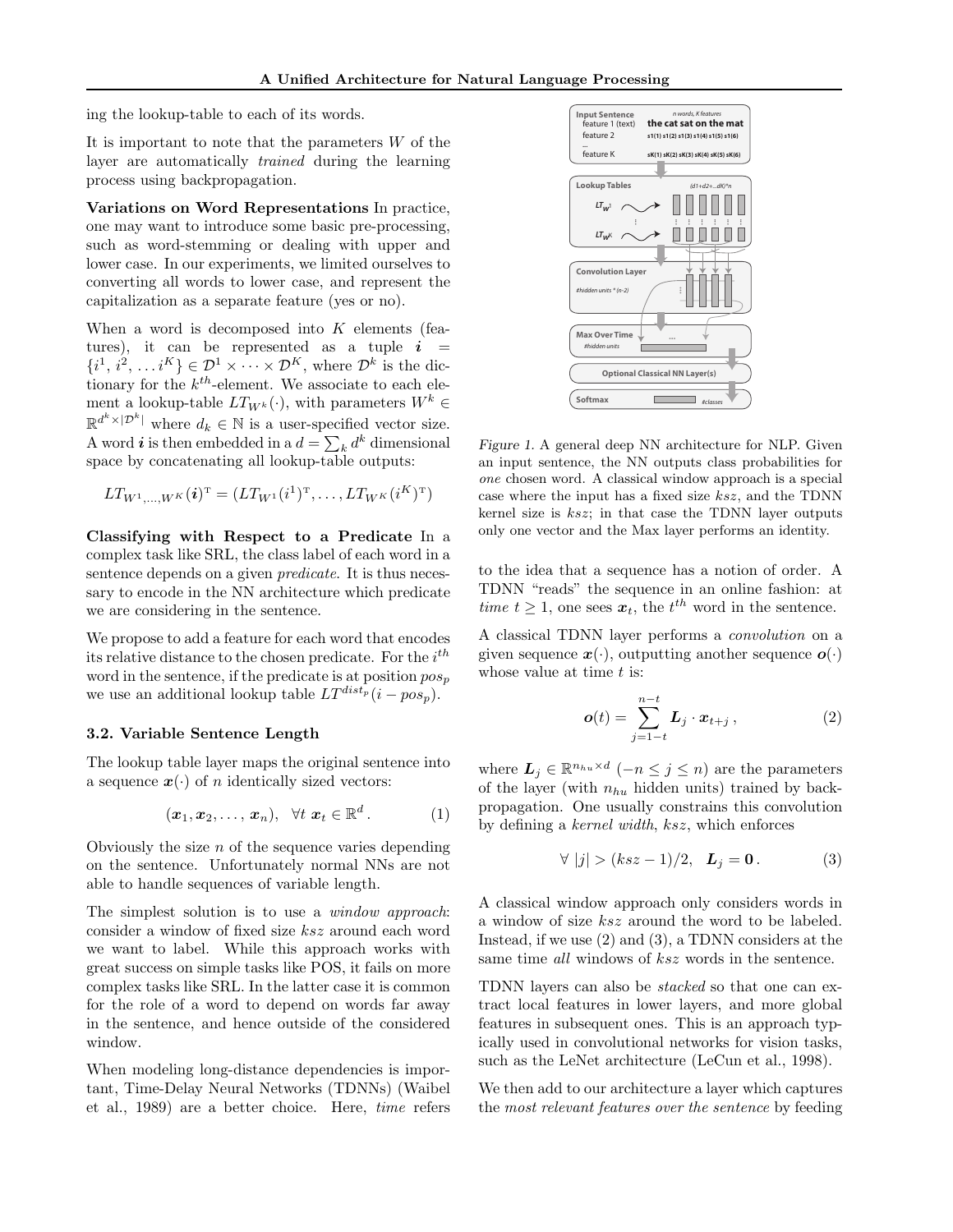ing the lookup-table to each of its words.

It is important to note that the parameters $W$ of the layer are automatically *trained* during the learning process using backpropagation.

**Variations on Word Representations** In practice, one may want to introduce some basic pre-processing, such as word-stemming or dealing with upper and lower case. In our experiments, we limited ourselves to converting all words to lower case, and represent the capitalization as a separate feature (yes or no).

When a word is decomposed into $K$ elements (features), it can be represented as a tuple $\boldsymbol{i} = \{i^1, i^2, \ldots i^K\} \in \mathcal{D}^1 \times \cdots \times \mathcal{D}^K$, where $\mathcal{D}^k$ is the dictionary for the $k^{th}$-element. We associate to each element a lookup-table $LT_{W^k}(\cdot)$, with parameters $W^k \in \mathbb{R}^{d^k \times |\mathcal{D}^k|}$ where $d_k \in \mathbb{N}$ is a user-specified vector size. A word $\boldsymbol{i}$ is then embedded in a $d = \sum_k d^k$ dimensional space by concatenating all lookup-table outputs:

$$LT_{W^1,\ldots,W^K}(\boldsymbol{i})^{\mathrm{T}} = (LT_{W^1}(i^1)^{\mathrm{T}}, \ldots, LT_{W^K}(i^K)^{\mathrm{T}})$$

**Classifying with Respect to a Predicate** In a complex task like SRL, the class label of each word in a sentence depends on a given *predicate*. It is thus necessary to encode in the NN architecture which predicate we are considering in the sentence.

We propose to add a feature for each word that encodes its relative distance to the chosen predicate. For the $i^{th}$ word in the sentence, if the predicate is at position $pos_p$ we use an additional lookup table $LT^{dist_p}(i - pos_p)$.

### 3.2. Variable Sentence Length

The lookup table layer maps the original sentence into a sequence $\boldsymbol{x}(\cdot)$ of $n$ identically sized vectors:

$$(\boldsymbol{x}_1, \boldsymbol{x}_2, \ldots, \boldsymbol{x}_n), \quad \forall t \; \boldsymbol{x}_t \in \mathbb{R}^d. \tag{1}$$

Obviously the size $n$ of the sequence varies depending on the sentence. Unfortunately normal NNs are not able to handle sequences of variable length.

The simplest solution is to use a *window approach*: consider a window of fixed size $ksz$ around each word we want to label. While this approach works with great success on simple tasks like POS, it fails on more complex tasks like SRL. In the latter case it is common for the role of a word to depend on words far away in the sentence, and hence outside of the considered window.

When modeling long-distance dependencies is important, Time-Delay Neural Networks (TDNNs) (Waibel et al., 1989) are a better choice. Here, *time* refers to the idea that a sequence has a notion of order. A TDNN "reads" the sequence in an online fashion: at *time* $t \geq 1$, one sees $\boldsymbol{x}_t$, the $t^{th}$ word in the sentence.

A classical TDNN layer performs a *convolution* on a given sequence $\boldsymbol{x}(\cdot)$, outputting another sequence $\boldsymbol{o}(\cdot)$ whose value at time $t$ is:

$$\boldsymbol{o}(t) = \sum_{j=1-t}^{n-t} \boldsymbol{L}_j \cdot \boldsymbol{x}_{t+j}, \tag{2}$$

where $\boldsymbol{L}_j \in \mathbb{R}^{n_{hu} \times d}$ $(-n \leq j \leq n)$ are the parameters of the layer (with $n_{hu}$ hidden units) trained by backpropagation. One usually constrains this convolution by defining a *kernel width*, $ksz$, which enforces

$$\forall \; |j| > (ksz - 1)/2, \quad \boldsymbol{L}_j = \boldsymbol{0}. \tag{3}$$

A classical window approach only considers words in a window of size $ksz$ around the word to be labeled. Instead, if we use (2) and (3), a TDNN considers at the same time *all* windows of $ksz$ words in the sentence.

TDNN layers can also be *stacked* so that one can extract local features in lower layers, and more global features in subsequent ones. This is an approach typically used in convolutional networks for vision tasks, such as the LeNet architecture (LeCun et al., 1998).

We then add to our architecture a layer which captures the *most relevant features over the sentence* by feeding

*Figure 1.* A general deep NN architecture for NLP. Given an input sentence, the NN outputs class probabilities for *one* chosen word. A classical window approach is a special case where the input has a fixed size $ksz$, and the TDNN kernel size is $ksz$; in that case the TDNN layer outputs only one vector and the Max layer performs an identity.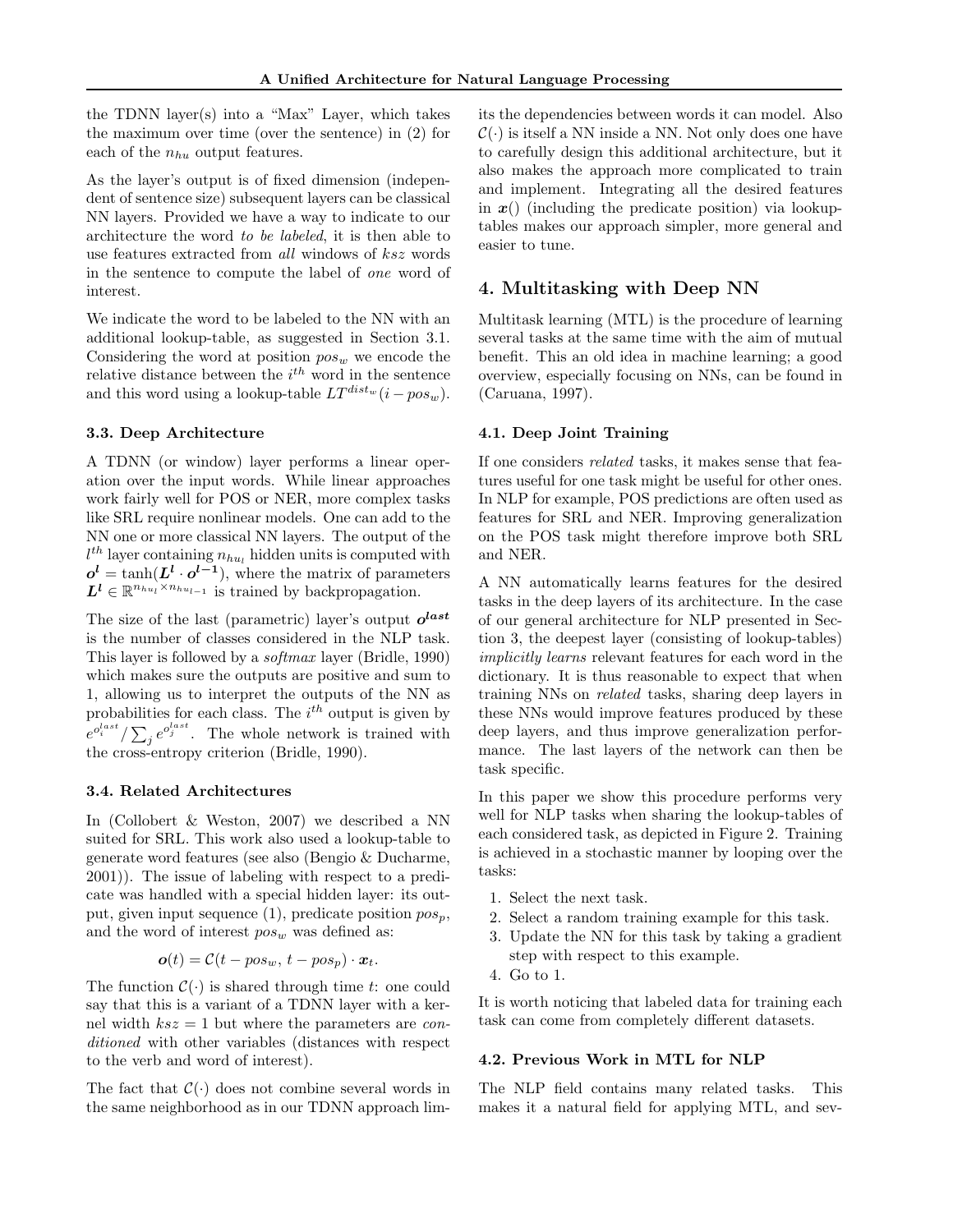the TDNN layer(s) into a "Max" Layer, which takes the maximum over time (over the sentence) in (2) for each of the $n_{hu}$ output features.

As the layer's output is of fixed dimension (independent of sentence size) subsequent layers can be classical NN layers. Provided we have a way to indicate to our architecture the word *to be labeled*, it is then able to use features extracted from *all* windows of $ksz$ words in the sentence to compute the label of *one* word of interest.

We indicate the word to be labeled to the NN with an additional lookup-table, as suggested in Section 3.1. Considering the word at position $pos_w$ we encode the relative distance between the $i^{th}$ word in the sentence and this word using a lookup-table $LT^{dist_w}(i - pos_w)$.

### 3.3. Deep Architecture

A TDNN (or window) layer performs a linear operation over the input words. While linear approaches work fairly well for POS or NER, more complex tasks like SRL require nonlinear models. One can add to the NN one or more classical NN layers. The output of the $l^{th}$ layer containing $n_{hu_l}$ hidden units is computed with $\boldsymbol{o^l} = \tanh(\boldsymbol{L^l} \cdot \boldsymbol{o^{l-1}})$, where the matrix of parameters $\boldsymbol{L^l} \in \mathbb{R}^{n_{hu_l} \times n_{hu_{l-1}}}$ is trained by backpropagation.

The size of the last (parametric) layer's output $\boldsymbol{o^{last}}$ is the number of classes considered in the NLP task. This layer is followed by a *softmax* layer (Bridle, 1990) which makes sure the outputs are positive and sum to 1, allowing us to interpret the outputs of the NN as probabilities for each class. The $i^{th}$ output is given by $e^{o_i^{last}} / \sum_j e^{o_j^{last}}$. The whole network is trained with the cross-entropy criterion (Bridle, 1990).

### 3.4. Related Architectures

In (Collobert & Weston, 2007) we described a NN suited for SRL. This work also used a lookup-table to generate word features (see also (Bengio & Ducharme, 2001)). The issue of labeling with respect to a predicate was handled with a special hidden layer: its output, given input sequence (1), predicate position $pos_p$, and the word of interest $pos_w$ was defined as:

$$\boldsymbol{o}(t) = \mathcal{C}(t - pos_w,\, t - pos_p) \cdot \boldsymbol{x}_t.$$

The function $\mathcal{C}(\cdot)$ is shared through time $t$: one could say that this is a variant of a TDNN layer with a kernel width $ksz = 1$ but where the parameters are *conditioned* with other variables (distances with respect to the verb and word of interest).

The fact that $\mathcal{C}(\cdot)$ does not combine several words in the same neighborhood as in our TDNN approach limits the dependencies between words it can model. Also $\mathcal{C}(\cdot)$ is itself a NN inside a NN. Not only does one have to carefully design this additional architecture, but it also makes the approach more complicated to train and implement. Integrating all the desired features in $\boldsymbol{x}()$ (including the predicate position) via lookup-tables makes our approach simpler, more general and easier to tune.

## 4. Multitasking with Deep NN

Multitask learning (MTL) is the procedure of learning several tasks at the same time with the aim of mutual benefit. This an old idea in machine learning; a good overview, especially focusing on NNs, can be found in (Caruana, 1997).

### 4.1. Deep Joint Training

If one considers *related* tasks, it makes sense that features useful for one task might be useful for other ones. In NLP for example, POS predictions are often used as features for SRL and NER. Improving generalization on the POS task might therefore improve both SRL and NER.

A NN automatically learns features for the desired tasks in the deep layers of its architecture. In the case of our general architecture for NLP presented in Section 3, the deepest layer (consisting of lookup-tables) *implicitly learns* relevant features for each word in the dictionary. It is thus reasonable to expect that when training NNs on *related* tasks, sharing deep layers in these NNs would improve features produced by these deep layers, and thus improve generalization performance. The last layers of the network can then be task specific.

In this paper we show this procedure performs very well for NLP tasks when sharing the lookup-tables of each considered task, as depicted in Figure 2. Training is achieved in a stochastic manner by looping over the tasks:

1. Select the next task.
2. Select a random training example for this task.
3. Update the NN for this task by taking a gradient step with respect to this example.
4. Go to 1.

It is worth noticing that labeled data for training each task can come from completely different datasets.

### 4.2. Previous Work in MTL for NLP

The NLP field contains many related tasks. This makes it a natural field for applying MTL, and sev-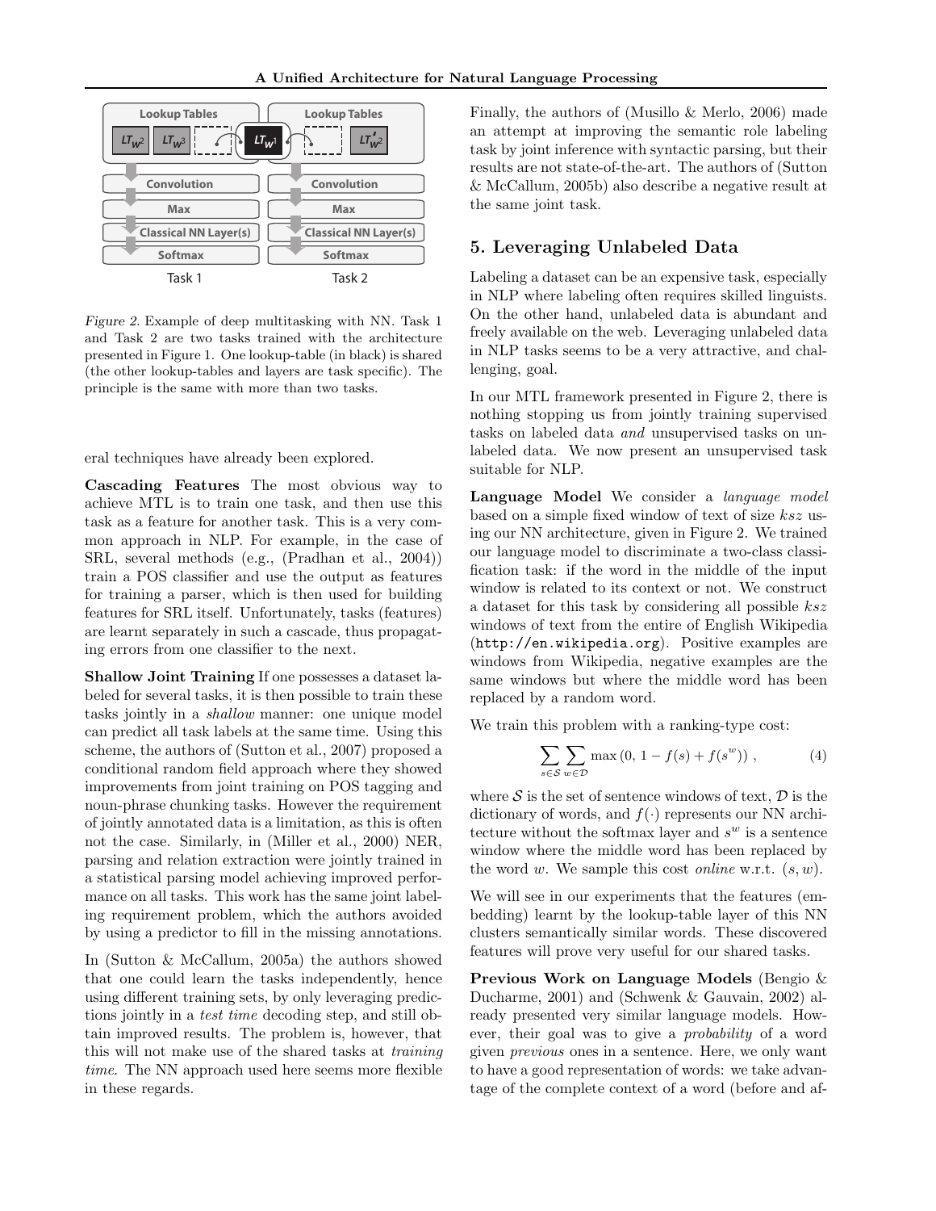Figure 2. Example of deep multitasking with NN. Task 1 and Task 2 are two tasks trained with the architecture presented in Figure 1. One lookup-table (in black) is shared (the other lookup-tables and layers are task specific). The principle is the same with more than two tasks.

eral techniques have already been explored.

**Cascading Features** The most obvious way to achieve MTL is to train one task, and then use this task as a feature for another task. This is a very common approach in NLP. For example, in the case of SRL, several methods (e.g., (Pradhan et al., 2004)) train a POS classifier and use the output as features for training a parser, which is then used for building features for SRL itself. Unfortunately, tasks (features) are learnt separately in such a cascade, thus propagating errors from one classifier to the next.

**Shallow Joint Training** If one possesses a dataset labeled for several tasks, it is then possible to train these tasks jointly in a *shallow* manner: one unique model can predict all task labels at the same time. Using this scheme, the authors of (Sutton et al., 2007) proposed a conditional random field approach where they showed improvements from joint training on POS tagging and noun-phrase chunking tasks. However the requirement of jointly annotated data is a limitation, as this is often not the case. Similarly, in (Miller et al., 2000) NER, parsing and relation extraction were jointly trained in a statistical parsing model achieving improved performance on all tasks. This work has the same joint labeling requirement problem, which the authors avoided by using a predictor to fill in the missing annotations.

In (Sutton & McCallum, 2005a) the authors showed that one could learn the tasks independently, hence using different training sets, by only leveraging predictions jointly in a *test time* decoding step, and still obtain improved results. The problem is, however, that this will not make use of the shared tasks at *training time*. The NN approach used here seems more flexible in these regards.

Finally, the authors of (Musillo & Merlo, 2006) made an attempt at improving the semantic role labeling task by joint inference with syntactic parsing, but their results are not state-of-the-art. The authors of (Sutton & McCallum, 2005b) also describe a negative result at the same joint task.

## 5. Leveraging Unlabeled Data

Labeling a dataset can be an expensive task, especially in NLP where labeling often requires skilled linguists. On the other hand, unlabeled data is abundant and freely available on the web. Leveraging unlabeled data in NLP tasks seems to be a very attractive, and challenging, goal.

In our MTL framework presented in Figure 2, there is nothing stopping us from jointly training supervised tasks on labeled data *and* unsupervised tasks on unlabeled data. We now present an unsupervised task suitable for NLP.

**Language Model** We consider a *language model* based on a simple fixed window of text of size $ksz$ using our NN architecture, given in Figure 2. We trained our language model to discriminate a two-class classification task: if the word in the middle of the input window is related to its context or not. We construct a dataset for this task by considering all possible $ksz$ windows of text from the entire of English Wikipedia (http://en.wikipedia.org). Positive examples are windows from Wikipedia, negative examples are the same windows but where the middle word has been replaced by a random word.

We train this problem with a ranking-type cost:

$$\sum_{s \in \mathcal{S}} \sum_{w \in \mathcal{D}} \max\left(0,\, 1 - f(s) + f(s^w)\right), \tag{4}$$

where $\mathcal{S}$ is the set of sentence windows of text, $\mathcal{D}$ is the dictionary of words, and $f(\cdot)$ represents our NN architecture without the softmax layer and $s^w$ is a sentence window where the middle word has been replaced by the word $w$. We sample this cost *online* w.r.t. $(s, w)$.

We will see in our experiments that the features (embedding) learnt by the lookup-table layer of this NN clusters semantically similar words. These discovered features will prove very useful for our shared tasks.

**Previous Work on Language Models** (Bengio & Ducharme, 2001) and (Schwenk & Gauvain, 2002) already presented very similar language models. However, their goal was to give a *probability* of a word given *previous* ones in a sentence. Here, we only want to have a good representation of words: we take advantage of the complete context of a word (before and af-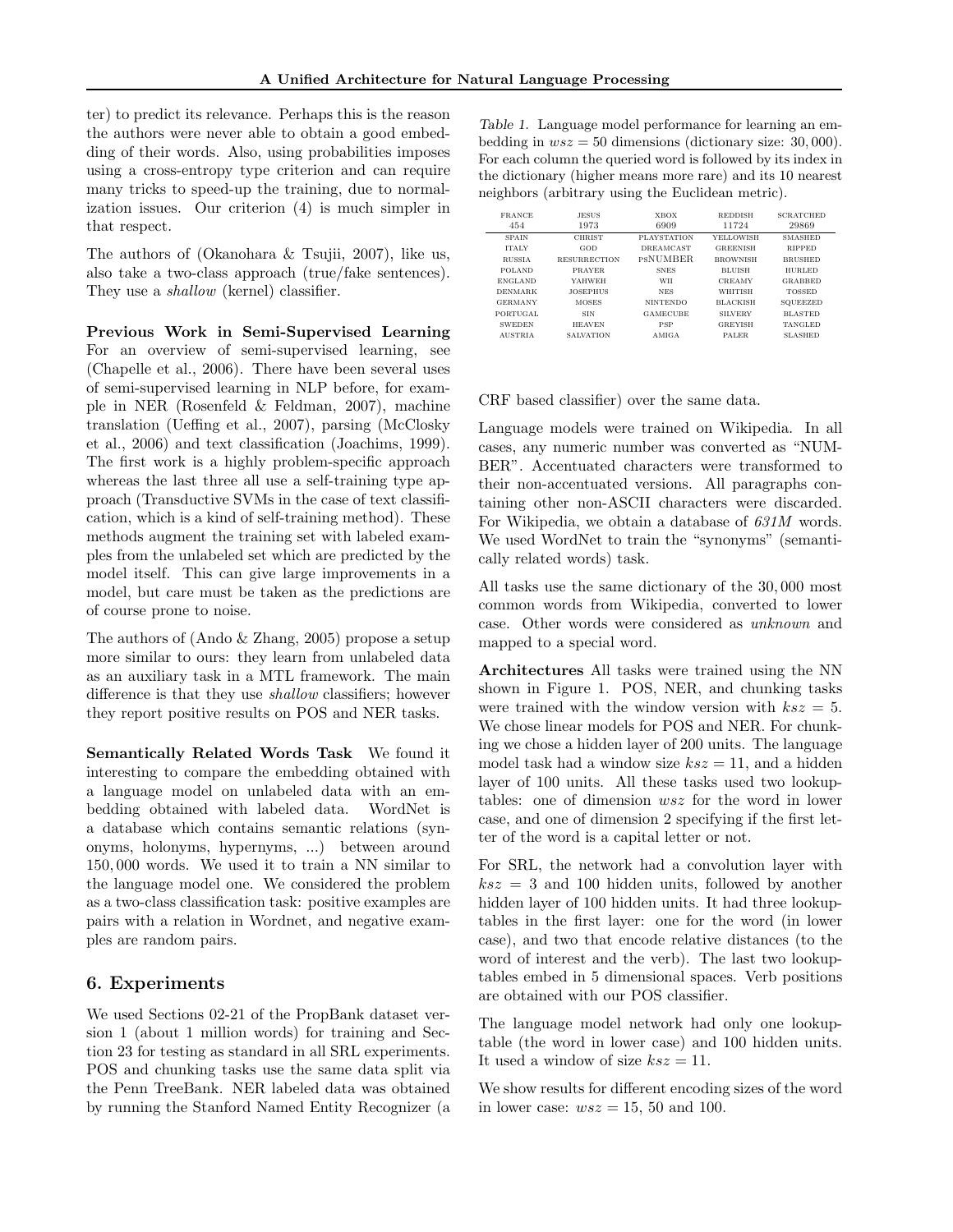ter) to predict its relevance. Perhaps this is the reason the authors were never able to obtain a good embedding of their words. Also, using probabilities imposes using a cross-entropy type criterion and can require many tricks to speed-up the training, due to normalization issues. Our criterion (4) is much simpler in that respect.

The authors of (Okanohara & Tsujii, 2007), like us, also take a two-class approach (true/fake sentences). They use a *shallow* (kernel) classifier.

**Previous Work in Semi-Supervised Learning** For an overview of semi-supervised learning, see (Chapelle et al., 2006). There have been several uses of semi-supervised learning in NLP before, for example in NER (Rosenfeld & Feldman, 2007), machine translation (Ueffing et al., 2007), parsing (McClosky et al., 2006) and text classification (Joachims, 1999). The first work is a highly problem-specific approach whereas the last three all use a self-training type approach (Transductive SVMs in the case of text classification, which is a kind of self-training method). These methods augment the training set with labeled examples from the unlabeled set which are predicted by the model itself. This can give large improvements in a model, but care must be taken as the predictions are of course prone to noise.

The authors of (Ando & Zhang, 2005) propose a setup more similar to ours: they learn from unlabeled data as an auxiliary task in a MTL framework. The main difference is that they use *shallow* classifiers; however they report positive results on POS and NER tasks.

**Semantically Related Words Task** We found it interesting to compare the embedding obtained with a language model on unlabeled data with an embedding obtained with labeled data. WordNet is a database which contains semantic relations (synonyms, holonyms, hypernyms, ...) between around 150,000 words. We used it to train a NN similar to the language model one. We considered the problem as a two-class classification task: positive examples are pairs with a relation in Wordnet, and negative examples are random pairs.

## 6. Experiments

We used Sections 02-21 of the PropBank dataset version 1 (about 1 million words) for training and Section 23 for testing as standard in all SRL experiments. POS and chunking tasks use the same data split via the Penn TreeBank. NER labeled data was obtained by running the Stanford Named Entity Recognizer (a CRF based classifier) over the same data.

*Table 1.* Language model performance for learning an embedding in $wsz = 50$ dimensions (dictionary size: 30,000). For each column the queried word is followed by its index in the dictionary (higher means more rare) and its 10 nearest neighbors (arbitrary using the Euclidean metric).

| FRANCE<br>454 | JESUS<br>1973 | XBOX<br>6909 | REDDISH<br>11724 | SCRATCHED<br>29869 |
|---|---|---|---|---|
| SPAIN | CHRIST | PLAYSTATION | YELLOWISH | SMASHED |
| ITALY | GOD | DREAMCAST | GREENISH | RIPPED |
| RUSSIA | RESURRECTION | PSNUMBER | BROWNISH | BRUSHED |
| POLAND | PRAYER | SNES | BLUISH | HURLED |
| ENGLAND | YAHWEH | WII | CREAMY | GRABBED |
| DENMARK | JOSEPHUS | NES | WHITISH | TOSSED |
| GERMANY | MOSES | NINTENDO | BLACKISH | SQUEEZED |
| PORTUGAL | SIN | GAMECUBE | SILVERY | BLASTED |
| SWEDEN | HEAVEN | PSP | GREYISH | TANGLED |
| AUSTRIA | SALVATION | AMIGA | PALER | SLASHED |

Language models were trained on Wikipedia. In all cases, any numeric number was converted as "NUMBER". Accentuated characters were transformed to their non-accentuated versions. All paragraphs containing other non-ASCII characters were discarded. For Wikipedia, we obtain a database of *631M* words. We used WordNet to train the "synonyms" (semantically related words) task.

All tasks use the same dictionary of the 30,000 most common words from Wikipedia, converted to lower case. Other words were considered as *unknown* and mapped to a special word.

**Architectures** All tasks were trained using the NN shown in Figure 1. POS, NER, and chunking tasks were trained with the window version with $ksz = 5$. We chose linear models for POS and NER. For chunking we chose a hidden layer of 200 units. The language model task had a window size $ksz = 11$, and a hidden layer of 100 units. All these tasks used two lookup-tables: one of dimension $wsz$ for the word in lower case, and one of dimension 2 specifying if the first letter of the word is a capital letter or not.

For SRL, the network had a convolution layer with $ksz = 3$ and 100 hidden units, followed by another hidden layer of 100 hidden units. It had three lookup-tables in the first layer: one for the word (in lower case), and two that encode relative distances (to the word of interest and the verb). The last two lookup-tables embed in 5 dimensional spaces. Verb positions are obtained with our POS classifier.

The language model network had only one lookup-table (the word in lower case) and 100 hidden units. It used a window of size $ksz = 11$.

We show results for different encoding sizes of the word in lower case: $wsz = 15$, 50 and 100.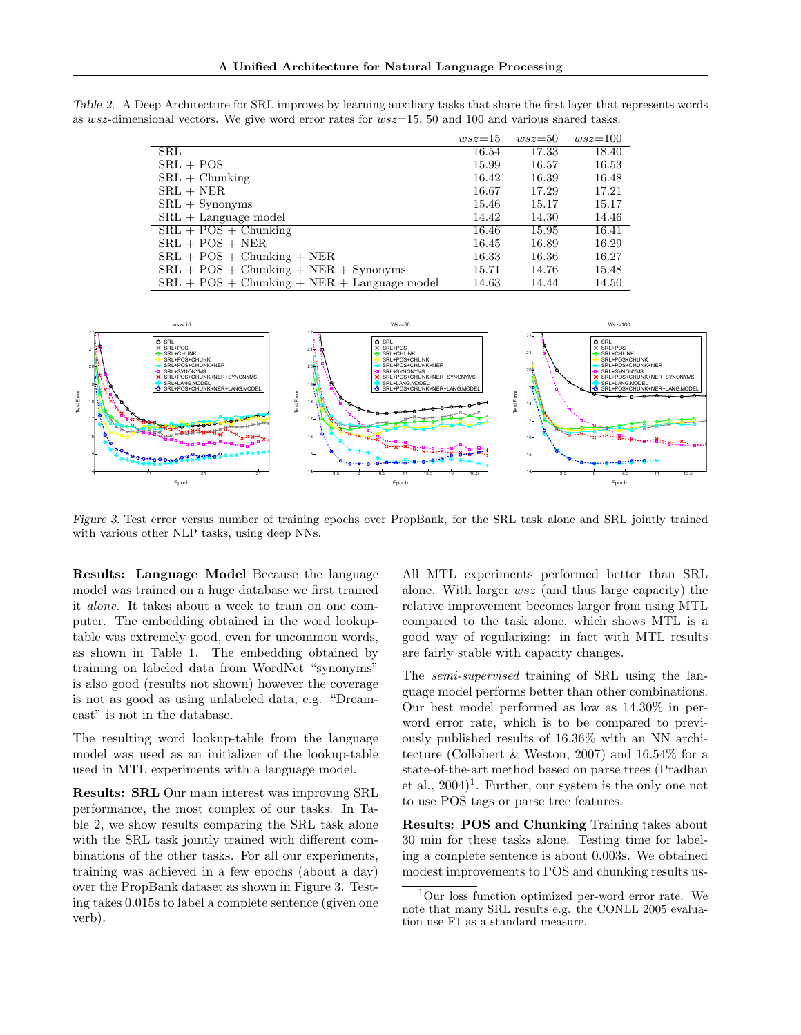*Table 2.* A Deep Architecture for SRL improves by learning auxiliary tasks that share the first layer that represents words as *wsz*-dimensional vectors. We give word error rates for *wsz*=15, 50 and 100 and various shared tasks.

| | *wsz*=15 | *wsz*=50 | *wsz*=100 |
|---|---|---|---|
| SRL | 16.54 | 17.33 | 18.40 |
| SRL + POS | 15.99 | 16.57 | 16.53 |
| SRL + Chunking | 16.42 | 16.39 | 16.48 |
| SRL + NER | 16.67 | 17.29 | 17.21 |
| SRL + Synonyms | 15.46 | 15.17 | 15.17 |
| SRL + Language model | 14.42 | 14.30 | 14.46 |
| SRL + POS + Chunking | 16.46 | 15.95 | 16.41 |
| SRL + POS + NER | 16.45 | 16.89 | 16.29 |
| SRL + POS + Chunking + NER | 16.33 | 16.36 | 16.27 |
| SRL + POS + Chunking + NER + Synonyms | 15.71 | 14.76 | 15.48 |
| SRL + POS + Chunking + NER + Language model | 14.63 | 14.44 | 14.50 |

*Figure 3.* Test error versus number of training epochs over PropBank, for the SRL task alone and SRL jointly trained with various other NLP tasks, using deep NNs.

**Results: Language Model** Because the language model was trained on a huge database we first trained it *alone*. It takes about a week to train on one computer. The embedding obtained in the word lookup-table was extremely good, even for uncommon words, as shown in Table 1. The embedding obtained by training on labeled data from WordNet "synonyms" is also good (results not shown) however the coverage is not as good as using unlabeled data, e.g. "Dreamcast" is not in the database.

The resulting word lookup-table from the language model was used as an initializer of the lookup-table used in MTL experiments with a language model.

**Results: SRL** Our main interest was improving SRL performance, the most complex of our tasks. In Table 2, we show results comparing the SRL task alone with the SRL task jointly trained with different combinations of the other tasks. For all our experiments, training was achieved in a few epochs (about a day) over the PropBank dataset as shown in Figure 3. Testing takes 0.015s to label a complete sentence (given one verb).

All MTL experiments performed better than SRL alone. With larger *wsz* (and thus large capacity) the relative improvement becomes larger from using MTL compared to the task alone, which shows MTL is a good way of regularizing: in fact with MTL results are fairly stable with capacity changes.

The *semi-supervised* training of SRL using the language model performs better than other combinations. Our best model performed as low as 14.30% in per-word error rate, which is to be compared to previously published results of 16.36% with an NN architecture (Collobert & Weston, 2007) and 16.54% for a state-of-the-art method based on parse trees (Pradhan et al., 2004)[1]. Further, our system is the only one not to use POS tags or parse tree features.

**Results: POS and Chunking** Training takes about 30 min for these tasks alone. Testing time for labeling a complete sentence is about 0.003s. We obtained modest improvements to POS and chunking results us-

[1] Our loss function optimized per-word error rate. We note that many SRL results e.g. the CONLL 2005 evaluation use F1 as a standard measure.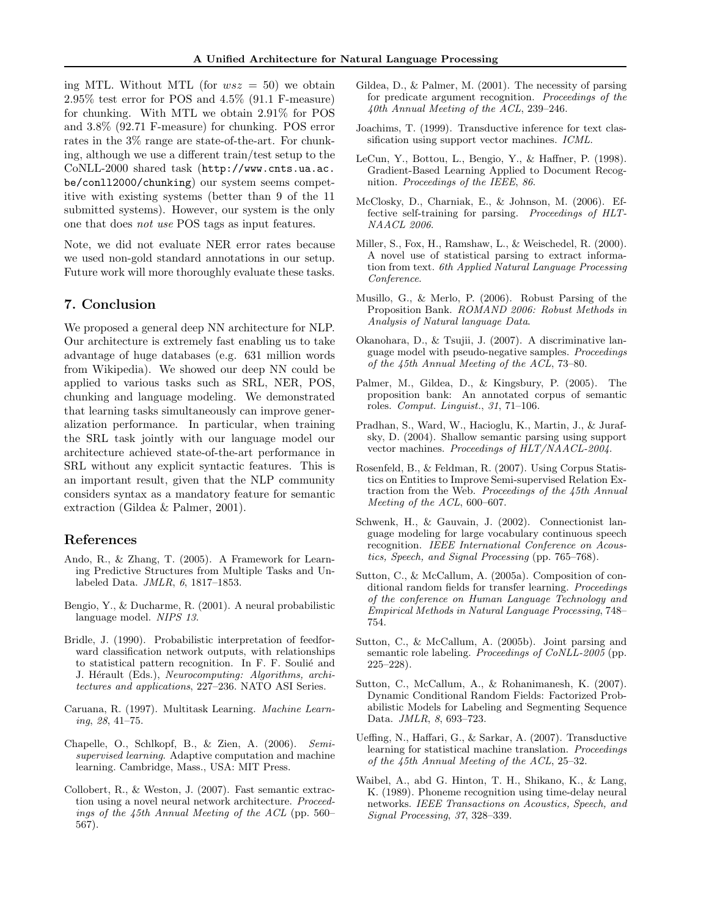ing MTL. Without MTL (for $wsz = 50$) we obtain 2.95% test error for POS and 4.5% (91.1 F-measure) for chunking. With MTL we obtain 2.91% for POS and 3.8% (92.71 F-measure) for chunking. POS error rates in the 3% range are state-of-the-art. For chunking, although we use a different train/test setup to the CoNLL-2000 shared task (`http://www.cnts.ua.ac.be/conll2000/chunking`) our system seems competitive with existing systems (better than 9 of the 11 submitted systems). However, our system is the only one that does *not use* POS tags as input features.

Note, we did not evaluate NER error rates because we used non-gold standard annotations in our setup. Future work will more thoroughly evaluate these tasks.

## 7. Conclusion

We proposed a general deep NN architecture for NLP. Our architecture is extremely fast enabling us to take advantage of huge databases (e.g. 631 million words from Wikipedia). We showed our deep NN could be applied to various tasks such as SRL, NER, POS, chunking and language modeling. We demonstrated that learning tasks simultaneously can improve generalization performance. In particular, when training the SRL task jointly with our language model our architecture achieved state-of-the-art performance in SRL without any explicit syntactic features. This is an important result, given that the NLP community considers syntax as a mandatory feature for semantic extraction (Gildea & Palmer, 2001).

## References

Ando, R., & Zhang, T. (2005). A Framework for Learning Predictive Structures from Multiple Tasks and Unlabeled Data. *JMLR*, *6*, 1817–1853.

Bengio, Y., & Ducharme, R. (2001). A neural probabilistic language model. *NIPS 13*.

Bridle, J. (1990). Probabilistic interpretation of feedforward classification network outputs, with relationships to statistical pattern recognition. In F. F. Soulié and J. Hérault (Eds.), *Neurocomputing: Algorithms, architectures and applications*, 227–236. NATO ASI Series.

Caruana, R. (1997). Multitask Learning. *Machine Learning*, *28*, 41–75.

Chapelle, O., Schlkopf, B., & Zien, A. (2006). *Semi-supervised learning*. Adaptive computation and machine learning. Cambridge, Mass., USA: MIT Press.

Collobert, R., & Weston, J. (2007). Fast semantic extraction using a novel neural network architecture. *Proceedings of the 45th Annual Meeting of the ACL* (pp. 560–567).

Gildea, D., & Palmer, M. (2001). The necessity of parsing for predicate argument recognition. *Proceedings of the 40th Annual Meeting of the ACL*, 239–246.

Joachims, T. (1999). Transductive inference for text classification using support vector machines. *ICML*.

LeCun, Y., Bottou, L., Bengio, Y., & Haffner, P. (1998). Gradient-Based Learning Applied to Document Recognition. *Proceedings of the IEEE*, *86*.

McClosky, D., Charniak, E., & Johnson, M. (2006). Effective self-training for parsing. *Proceedings of HLT-NAACL 2006*.

Miller, S., Fox, H., Ramshaw, L., & Weischedel, R. (2000). A novel use of statistical parsing to extract information from text. *6th Applied Natural Language Processing Conference*.

Musillo, G., & Merlo, P. (2006). Robust Parsing of the Proposition Bank. *ROMAND 2006: Robust Methods in Analysis of Natural language Data*.

Okanohara, D., & Tsujii, J. (2007). A discriminative language model with pseudo-negative samples. *Proceedings of the 45th Annual Meeting of the ACL*, 73–80.

Palmer, M., Gildea, D., & Kingsbury, P. (2005). The proposition bank: An annotated corpus of semantic roles. *Comput. Linguist.*, *31*, 71–106.

Pradhan, S., Ward, W., Hacioglu, K., Martin, J., & Jurafsky, D. (2004). Shallow semantic parsing using support vector machines. *Proceedings of HLT/NAACL-2004*.

Rosenfeld, B., & Feldman, R. (2007). Using Corpus Statistics on Entities to Improve Semi-supervised Relation Extraction from the Web. *Proceedings of the 45th Annual Meeting of the ACL*, 600–607.

Schwenk, H., & Gauvain, J. (2002). Connectionist language modeling for large vocabulary continuous speech recognition. *IEEE International Conference on Acoustics, Speech, and Signal Processing* (pp. 765–768).

Sutton, C., & McCallum, A. (2005a). Composition of conditional random fields for transfer learning. *Proceedings of the conference on Human Language Technology and Empirical Methods in Natural Language Processing*, 748–754.

Sutton, C., & McCallum, A. (2005b). Joint parsing and semantic role labeling. *Proceedings of CoNLL-2005* (pp. 225–228).

Sutton, C., McCallum, A., & Rohanimanesh, K. (2007). Dynamic Conditional Random Fields: Factorized Probabilistic Models for Labeling and Segmenting Sequence Data. *JMLR*, *8*, 693–723.

Ueffing, N., Haffari, G., & Sarkar, A. (2007). Transductive learning for statistical machine translation. *Proceedings of the 45th Annual Meeting of the ACL*, 25–32.

Waibel, A., abd G. Hinton, T. H., Shikano, K., & Lang, K. (1989). Phoneme recognition using time-delay neural networks. *IEEE Transactions on Acoustics, Speech, and Signal Processing*, *37*, 328–339.